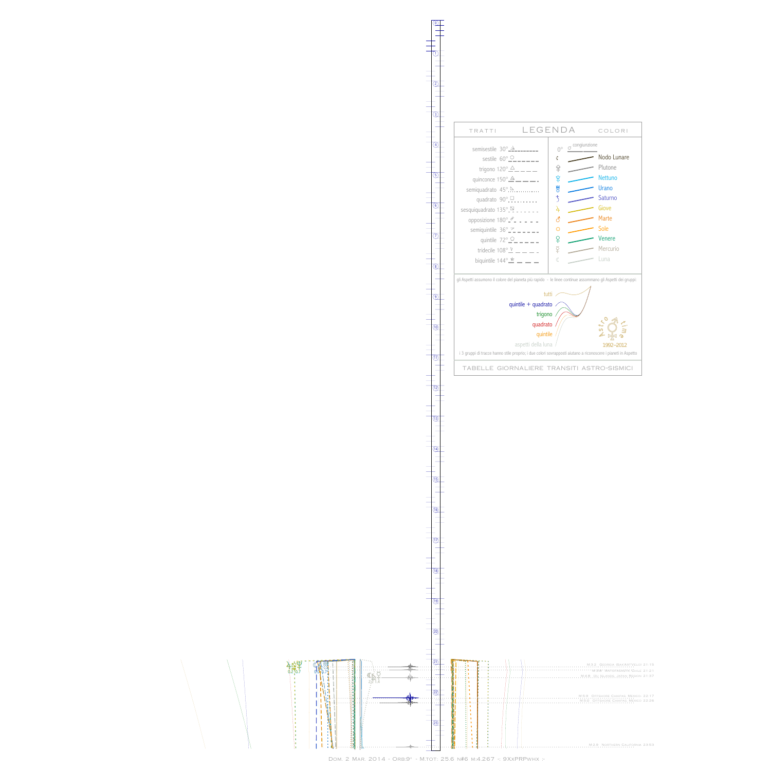## LEGENDA

TRATTI

- semisestile 30°
- sestile 60°
- trigono 120°
- quinconce 150°
- semiquadrato 45°
- quadrato 90°
- sesquiquadrato 135°
- opposizione 180°
- semiquintile 36°
- quintile 72°
- tridecile 108°
- biquintile 144°

COLORI

- 0° congiunzione
- Nodo Lunare
- Plutone
- Nettuno
- Urano
- Saturno
- Giove
- Marte
- Sole
- Venere
- Mercurio
- Luna

gli Aspetti assumono il colore del pianeta più rapido - le linee continue assommano gli Aspetti dei gruppi:

- tutti
- quintile + quadrato
- trigono
- quadrato
- quintile
- aspetti della luna

Astro time 1992–2012

i 3 gruppi di tracce hanno stile proprio; i due colori sovrapposti aiutano a riconoscere i pianeti in Aspetto

TABELLE GIORNALIERE TRANSITI ASTRO-SISMICI

M.3.2 Georgia (Sak'art'velo) 21.15
M.3.6 Antofagasta Chile 21.21
M.4.8 Izu Islands, Japan Region 21.37
M.5.9 Offshore Chiapas Mexico 22.17
M.5.0 Offshore Chiapas Mexico 22.26
M.2.9 Northern California 23.53

Dom. 2 Mar. 2014 - Orb:9° - M.tot: 25.6 n#6 m:4.267 -: 9XxPRPwhx :-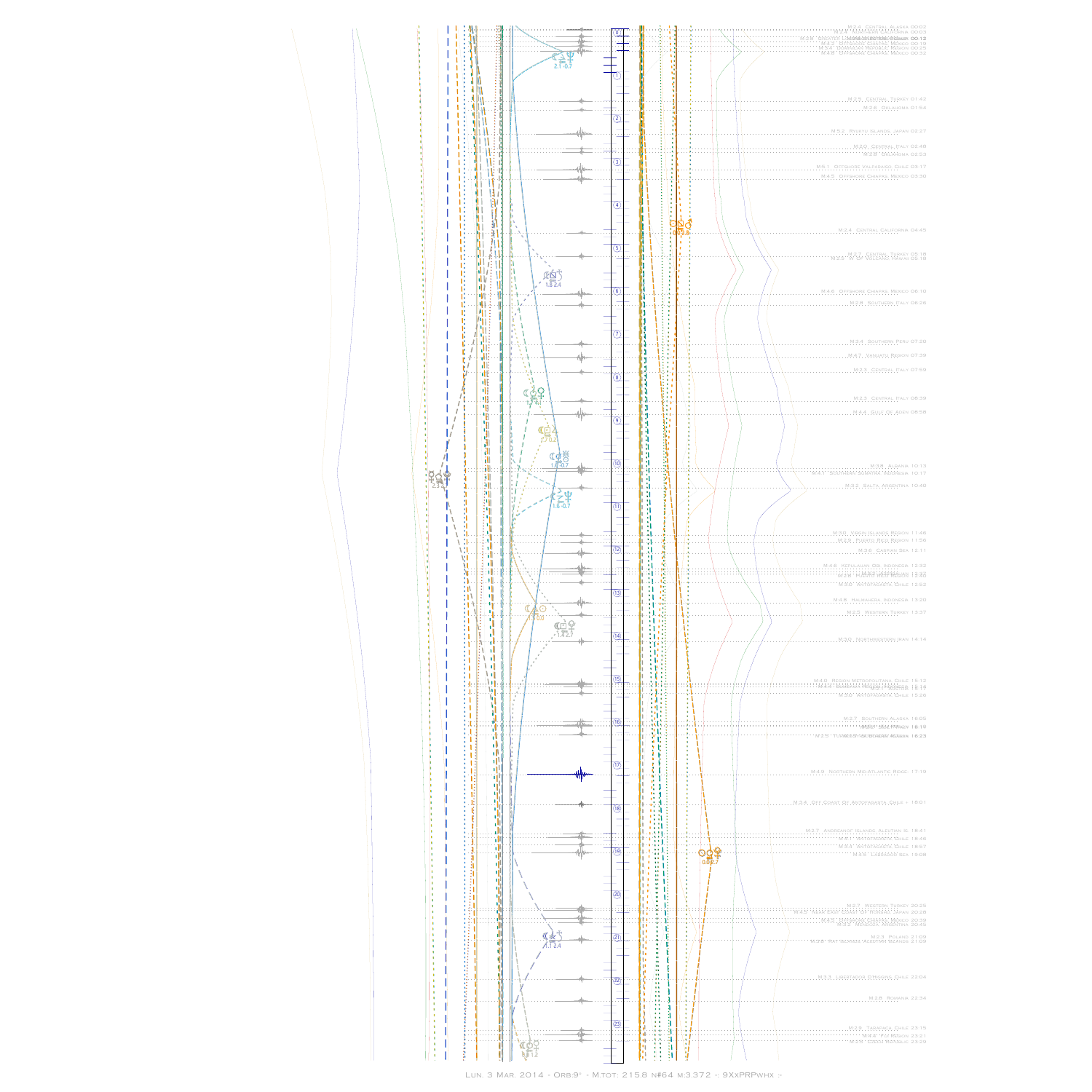M.2.4 Central Alaska 00:02
M.2.4 Northern California 00:03
M.2.5 Offshore Chiapas Mexico 00:12
M.4.2 Offshore Chiapas Mexico 00:19
M.3.4 Guerrero Region 00:25
M.4.6 Offshore Chiapas Mexico 00:32

M.2.5 Central Turkey 01:42
M.2.6 Oklahoma 01:54
M.5.2 Ryukyu Islands Japan 02:27
M.2.0 Central Italy 02:48
M.2.8 Oklahoma 02:53
M.5.1 Offshore Valparaiso Chile 03:17
M.4.5 Offshore Chiapas Mexico 03:30

M.2.4 Central California 04:45
M.2.7 Central Turkey 05:18
M.2.5 W. of Vallarta Hawaii 05:18
M.4.6 Offshore Chiapas Mexico 06:10
M.2.8 Southern Italy 06:26

M.3.4 Southern Peru 07:20
M.4.7 Vanuatu Region 07:39
M.2.3 Central Italy 07:59
M.2.3 Central Italy 08:39
M.4.4 Gulf of Aden 08:58

M.3.8 Albania 10:13
M.4.1 Southern Sumatra Indonesia 10:17
M.3.2 Salta Argentina 10:40

M.3.0 Virgin Islands Region 11:46
M.2.9 Puerto Rico Region 11:56
M.3.8 Caspian Sea 12:11
M.4.6 Kepulauan Obi Indonesia 12:32
M.2.9 Puerto Rico Region 12:40
M.3.0 Antofagasta Chile 12:52
M.4.6 Halmahera Indonesia 13:20
M.2.5 Western Turkey 13:37
M.3.0 Northwestern Iran 14:14

M.4.0 Region Metropolitana Chile 15:12
M.3.0 Antofagasta Chile 15:26
M.2.7 Southern Alaska 16:05
M.2.5 Southern Alaska 16:17
M.2.5 Southern Alaska 16:23
M.4.9 Northern Mid-Atlantic Ridge 17:19
M.3.4 Off Coast of Antofagasta Chile 18:01

M.2.7 Andreanof Islands Aleutian Is. 18:41
M.4.1 Antofagasta Chile 18:46
M.3.4 Antofagasta Chile 18:57
M.4.0 Labrador Sea 19:08

M.2.7 Western Turkey 20:25
M.4.5 Near East Coast of Honshu Japan 20:28
M.4.8 Guerrero Mexico 20:39
M.3.2 Mendoza Argentina 20:45
M.2.3 Poland 21:09
M.3.6 Rat Islands Aleutian Islands 21:09
M.3.3 Libertador O'Higgins Chile 22:04
M.2.8 Romania 22:34
M.2.9 Tarapaca Chile 23:15
M.4.4 Fiji Region 23:21
M.2.9 Czech Republic 23:29

2.1 -0.7
0.9 2.8
1.8 2.4
1.7 4.1
1.7 0.2
1.6 -0.7
2.3 4
1.6 -0.7
0.0
1.4 2.7
0.8 2.7
1.1 2.4

Lun. 3 Mar. 2014 - Orb:9° - M.tot: 215.8 n#64 m:3.372 -: 9XxPRPwhx :-